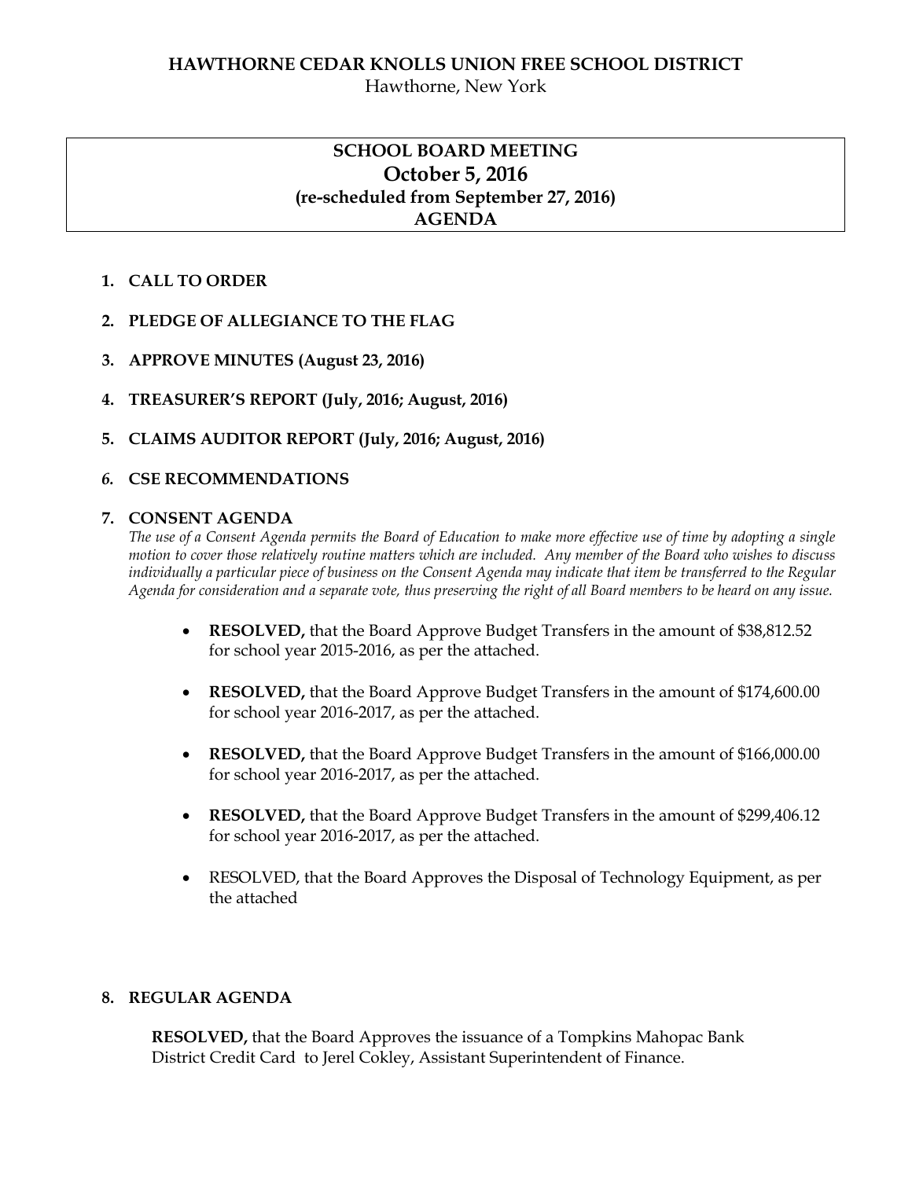**HAWTHORNE CEDAR KNOLLS UNION FREE SCHOOL DISTRICT**

Hawthorne, New York

# SCHOOL BOARD MEETING
## October 5, 2016
**(re-scheduled from September 27, 2016)**

**AGENDA**

1. **CALL TO ORDER**

2. **PLEDGE OF ALLEGIANCE TO THE FLAG**

3. **APPROVE MINUTES (August 23, 2016)**

4. **TREASURER'S REPORT (July, 2016; August, 2016)**

5. **CLAIMS AUDITOR REPORT (July, 2016; August, 2016)**

6. **CSE RECOMMENDATIONS**

7. **CONSENT AGENDA**

   *The use of a Consent Agenda permits the Board of Education to make more effective use of time by adopting a single motion to cover those relatively routine matters which are included. Any member of the Board who wishes to discuss individually a particular piece of business on the Consent Agenda may indicate that item be transferred to the Regular Agenda for consideration and a separate vote, thus preserving the right of all Board members to be heard on any issue.*

   - **RESOLVED,** that the Board Approve Budget Transfers in the amount of $38,812.52 for school year 2015-2016, as per the attached.

   - **RESOLVED,** that the Board Approve Budget Transfers in the amount of $174,600.00 for school year 2016-2017, as per the attached.

   - **RESOLVED,** that the Board Approve Budget Transfers in the amount of $166,000.00 for school year 2016-2017, as per the attached.

   - **RESOLVED,** that the Board Approve Budget Transfers in the amount of $299,406.12 for school year 2016-2017, as per the attached.

   - RESOLVED, that the Board Approves the Disposal of Technology Equipment, as per the attached

8. **REGULAR AGENDA**

   **RESOLVED,** that the Board Approves the issuance of a Tompkins Mahopac Bank District Credit Card to Jerel Cokley, Assistant Superintendent of Finance.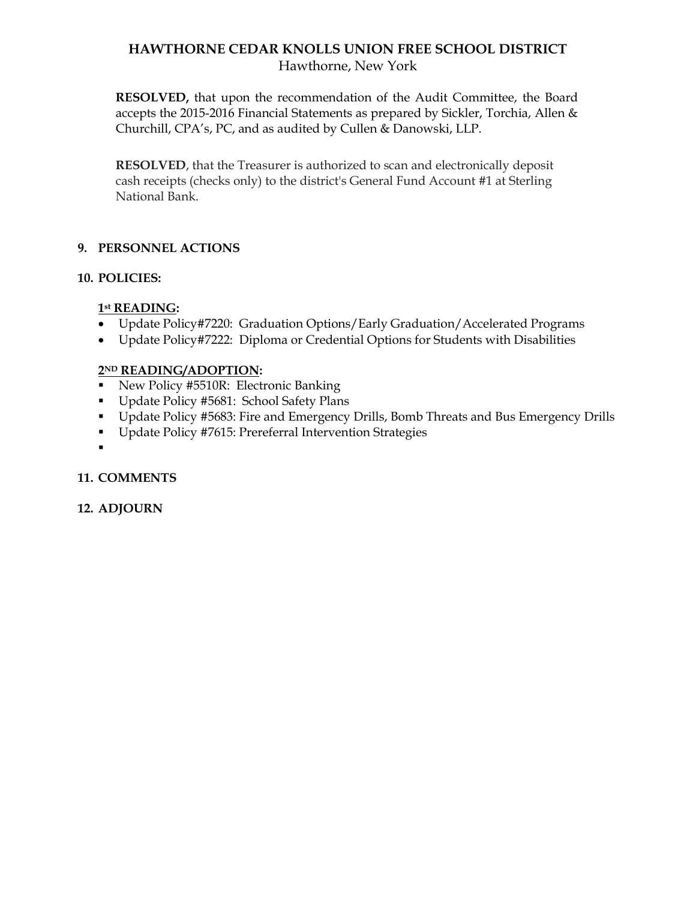**HAWTHORNE CEDAR KNOLLS UNION FREE SCHOOL DISTRICT**
Hawthorne, New York

**RESOLVED,** that upon the recommendation of the Audit Committee, the Board accepts the 2015-2016 Financial Statements as prepared by Sickler, Torchia, Allen & Churchill, CPA's, PC, and as audited by Cullen & Danowski, LLP.

**RESOLVED**, that the Treasurer is authorized to scan and electronically deposit cash receipts (checks only) to the district's General Fund Account #1 at Sterling National Bank.

**9. PERSONNEL ACTIONS**

**10. POLICIES:**

**1st READING:**

- Update Policy#7220: Graduation Options/Early Graduation/Accelerated Programs
- Update Policy#7222: Diploma or Credential Options for Students with Disabilities

**2ND READING/ADOPTION:**

- New Policy #5510R: Electronic Banking
- Update Policy #5681: School Safety Plans
- Update Policy #5683: Fire and Emergency Drills, Bomb Threats and Bus Emergency Drills
- Update Policy #7615: Prereferral Intervention Strategies
- 

**11. COMMENTS**

**12. ADJOURN**